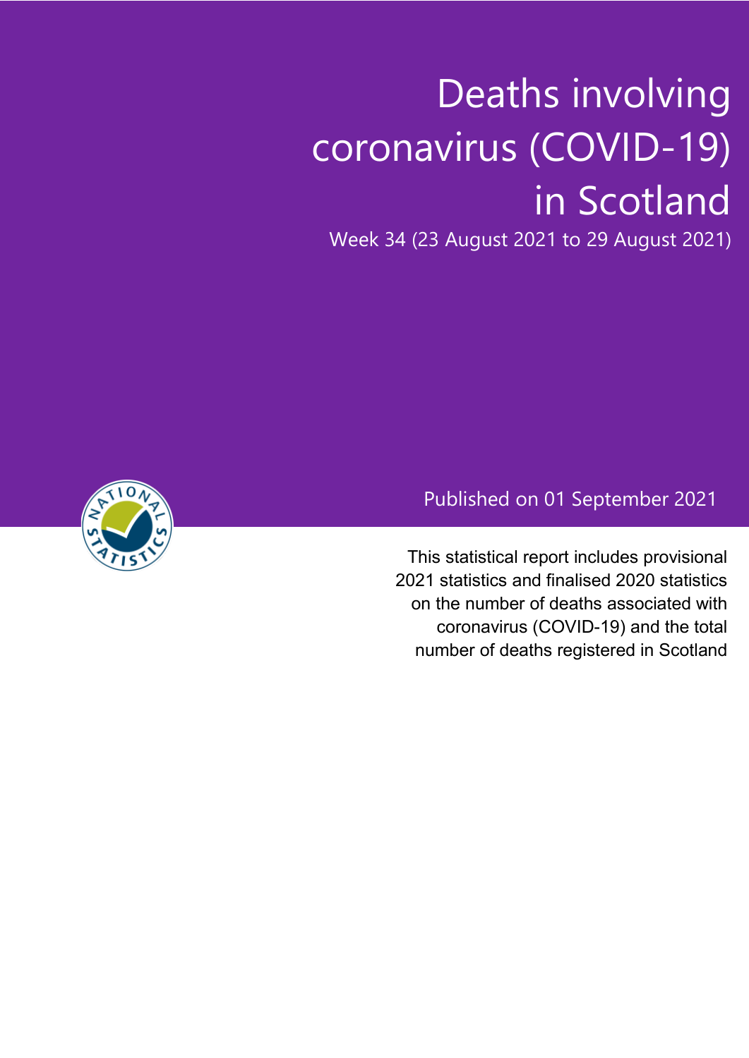# Deaths involving coronavirus (COVID-19) in Scotland

Week 34 (23 August 2021 to 29 August 2021)

Published on 01 September 2021

This statistical report includes provisional 2021 statistics and finalised 2020 statistics on the number of deaths associated with coronavirus (COVID-19) and the total number of deaths registered in Scotland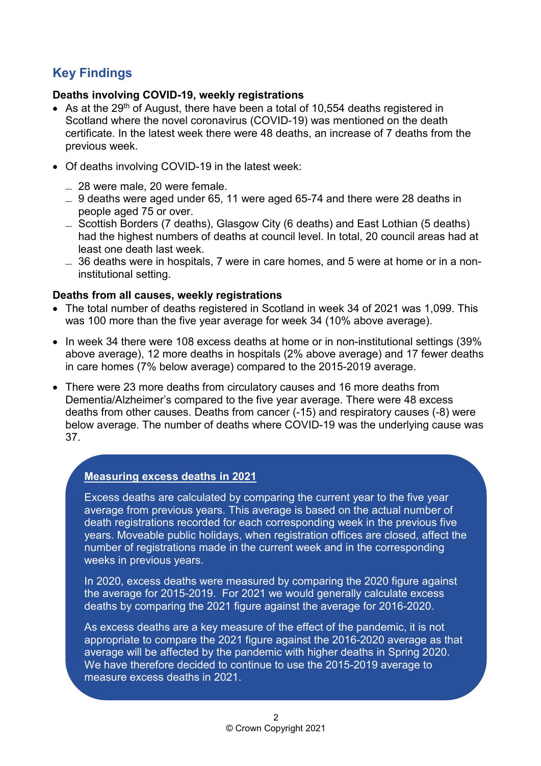## Key Findings

**Deaths involving COVID-19, weekly registrations**

- As at the 29th of August, there have been a total of 10,554 deaths registered in Scotland where the novel coronavirus (COVID-19) was mentioned on the death certificate. In the latest week there were 48 deaths, an increase of 7 deaths from the previous week.
- Of deaths involving COVID-19 in the latest week:
  - 28 were male, 20 were female.
  - 9 deaths were aged under 65, 11 were aged 65-74 and there were 28 deaths in people aged 75 or over.
  - Scottish Borders (7 deaths), Glasgow City (6 deaths) and East Lothian (5 deaths) had the highest numbers of deaths at council level. In total, 20 council areas had at least one death last week.
  - 36 deaths were in hospitals, 7 were in care homes, and 5 were at home or in a non-institutional setting.

**Deaths from all causes, weekly registrations**

- The total number of deaths registered in Scotland in week 34 of 2021 was 1,099. This was 100 more than the five year average for week 34 (10% above average).
- In week 34 there were 108 excess deaths at home or in non-institutional settings (39% above average), 12 more deaths in hospitals (2% above average) and 17 fewer deaths in care homes (7% below average) compared to the 2015-2019 average.
- There were 23 more deaths from circulatory causes and 16 more deaths from Dementia/Alzheimer's compared to the five year average. There were 48 excess deaths from other causes. Deaths from cancer (-15) and respiratory causes (-8) were below average. The number of deaths where COVID-19 was the underlying cause was 37.

**Measuring excess deaths in 2021**

Excess deaths are calculated by comparing the current year to the five year average from previous years. This average is based on the actual number of death registrations recorded for each corresponding week in the previous five years. Moveable public holidays, when registration offices are closed, affect the number of registrations made in the current week and in the corresponding weeks in previous years.

In 2020, excess deaths were measured by comparing the 2020 figure against the average for 2015-2019. For 2021 we would generally calculate excess deaths by comparing the 2021 figure against the average for 2016-2020.

As excess deaths are a key measure of the effect of the pandemic, it is not appropriate to compare the 2021 figure against the 2016-2020 average as that average will be affected by the pandemic with higher deaths in Spring 2020. We have therefore decided to continue to use the 2015-2019 average to measure excess deaths in 2021.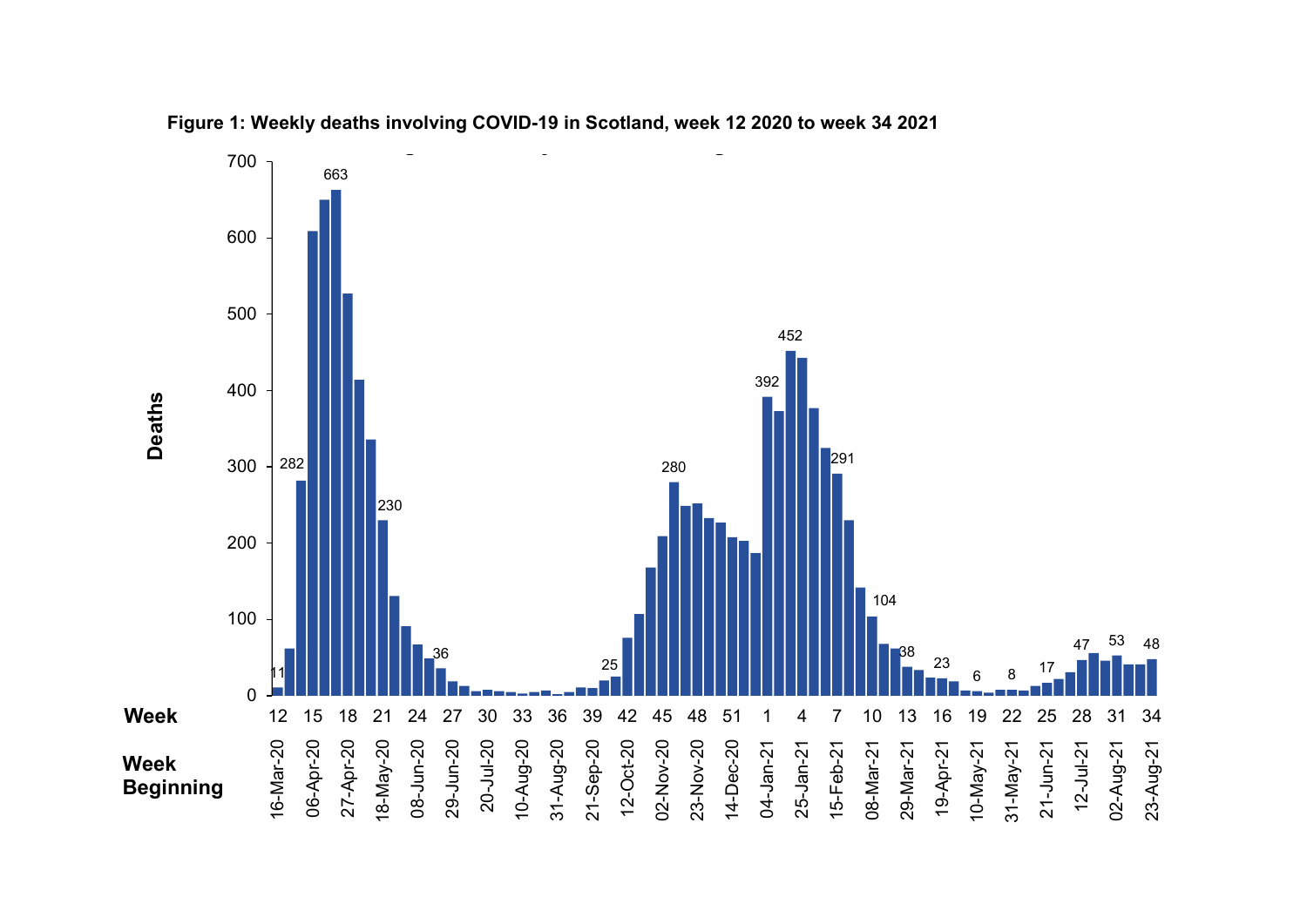**Figure 1: Weekly deaths involving COVID-19 in Scotland, week 12 2020 to week 34 2021**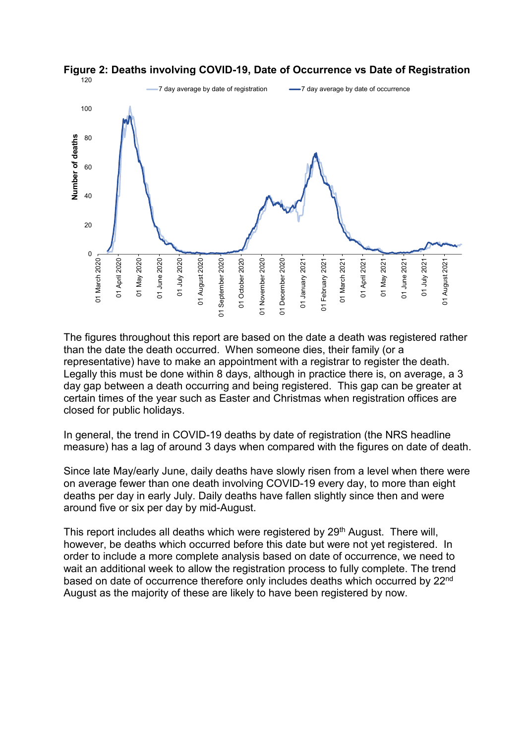**Figure 2: Deaths involving COVID-19, Date of Occurrence vs Date of Registration**

The figures throughout this report are based on the date a death was registered rather than the date the death occurred. When someone dies, their family (or a representative) have to make an appointment with a registrar to register the death. Legally this must be done within 8 days, although in practice there is, on average, a 3 day gap between a death occurring and being registered. This gap can be greater at certain times of the year such as Easter and Christmas when registration offices are closed for public holidays.

In general, the trend in COVID-19 deaths by date of registration (the NRS headline measure) has a lag of around 3 days when compared with the figures on date of death.

Since late May/early June, daily deaths have slowly risen from a level when there were on average fewer than one death involving COVID-19 every day, to more than eight deaths per day in early July. Daily deaths have fallen slightly since then and were around five or six per day by mid-August.

This report includes all deaths which were registered by 29th August. There will, however, be deaths which occurred before this date but were not yet registered. In order to include a more complete analysis based on date of occurrence, we need to wait an additional week to allow the registration process to fully complete. The trend based on date of occurrence therefore only includes deaths which occurred by 22nd August as the majority of these are likely to have been registered by now.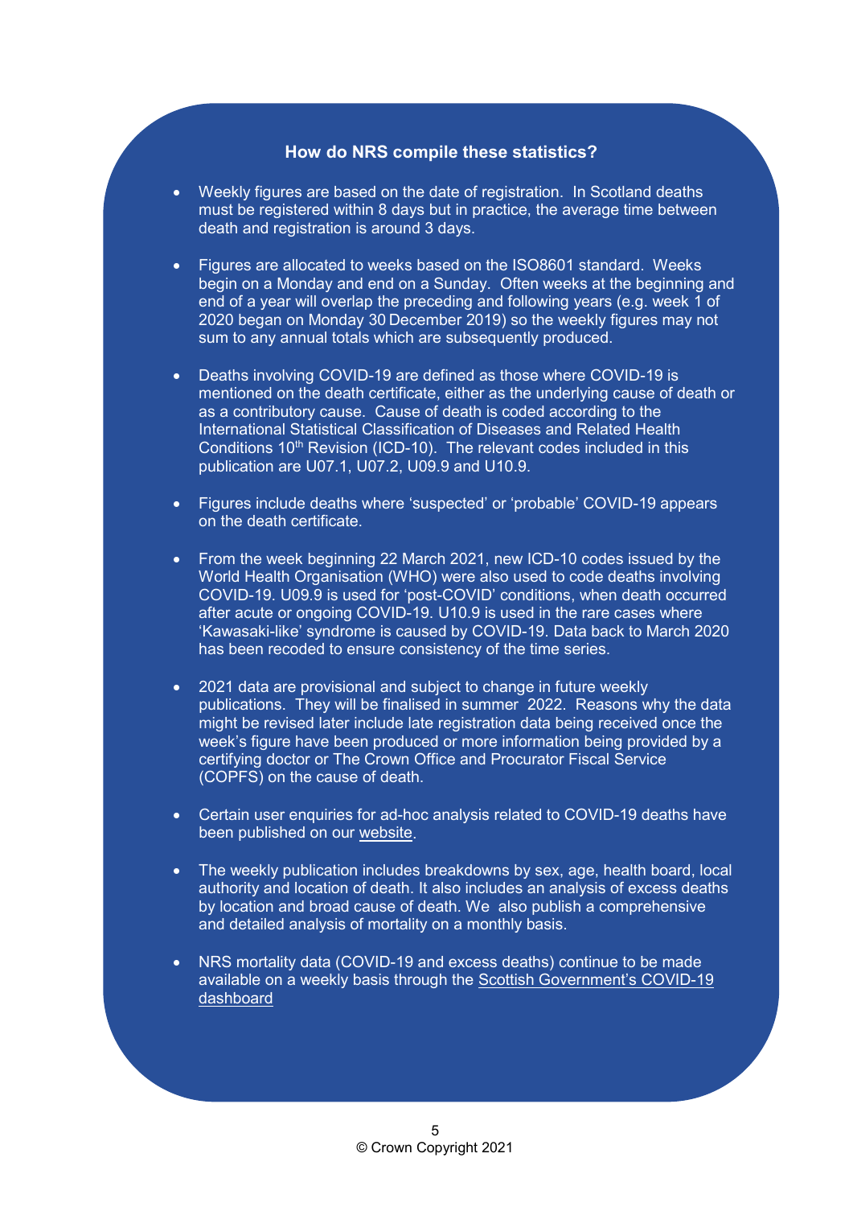### How do NRS compile these statistics?

- Weekly figures are based on the date of registration. In Scotland deaths must be registered within 8 days but in practice, the average time between death and registration is around 3 days.
- Figures are allocated to weeks based on the ISO8601 standard. Weeks begin on a Monday and end on a Sunday. Often weeks at the beginning and end of a year will overlap the preceding and following years (e.g. week 1 of 2020 began on Monday 30 December 2019) so the weekly figures may not sum to any annual totals which are subsequently produced.
- Deaths involving COVID-19 are defined as those where COVID-19 is mentioned on the death certificate, either as the underlying cause of death or as a contributory cause. Cause of death is coded according to the International Statistical Classification of Diseases and Related Health Conditions 10th Revision (ICD-10). The relevant codes included in this publication are U07.1, U07.2, U09.9 and U10.9.
- Figures include deaths where 'suspected' or 'probable' COVID-19 appears on the death certificate.
- From the week beginning 22 March 2021, new ICD-10 codes issued by the World Health Organisation (WHO) were also used to code deaths involving COVID-19. U09.9 is used for 'post-COVID' conditions, when death occurred after acute or ongoing COVID-19. U10.9 is used in the rare cases where 'Kawasaki-like' syndrome is caused by COVID-19. Data back to March 2020 has been recoded to ensure consistency of the time series.
- 2021 data are provisional and subject to change in future weekly publications. They will be finalised in summer 2022. Reasons why the data might be revised later include late registration data being received once the week's figure have been produced or more information being provided by a certifying doctor or The Crown Office and Procurator Fiscal Service (COPFS) on the cause of death.
- Certain user enquiries for ad-hoc analysis related to COVID-19 deaths have been published on our website.
- The weekly publication includes breakdowns by sex, age, health board, local authority and location of death. It also includes an analysis of excess deaths by location and broad cause of death. We also publish a comprehensive and detailed analysis of mortality on a monthly basis.
- NRS mortality data (COVID-19 and excess deaths) continue to be made available on a weekly basis through the Scottish Government's COVID-19 dashboard

© Crown Copyright 2021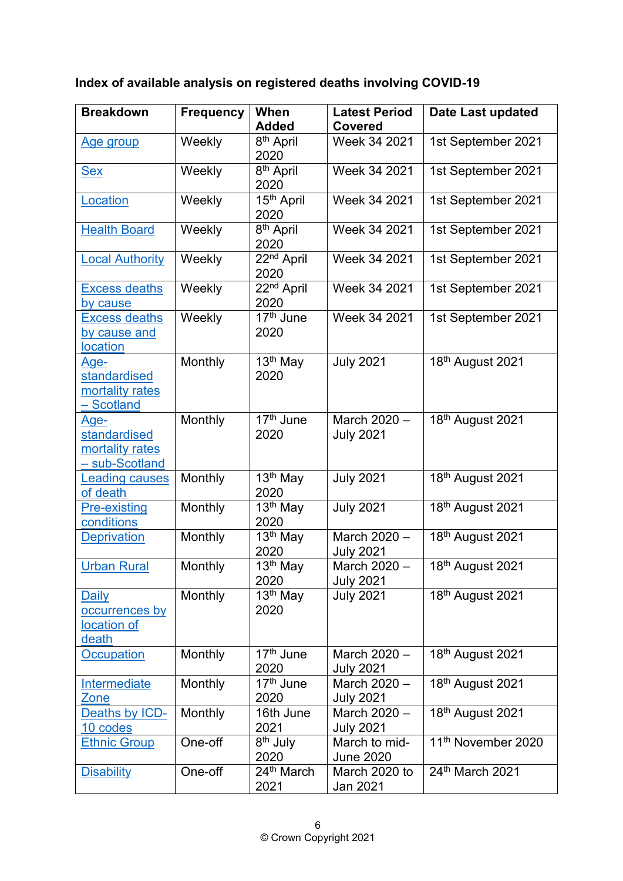**Index of available analysis on registered deaths involving COVID-19**

| Breakdown | Frequency | When Added | Latest Period Covered | Date Last updated |
|---|---|---|---|---|
| Age group | Weekly | 8th April 2020 | Week 34 2021 | 1st September 2021 |
| Sex | Weekly | 8th April 2020 | Week 34 2021 | 1st September 2021 |
| Location | Weekly | 15th April 2020 | Week 34 2021 | 1st September 2021 |
| Health Board | Weekly | 8th April 2020 | Week 34 2021 | 1st September 2021 |
| Local Authority | Weekly | 22nd April 2020 | Week 34 2021 | 1st September 2021 |
| Excess deaths by cause | Weekly | 22nd April 2020 | Week 34 2021 | 1st September 2021 |
| Excess deaths by cause and location | Weekly | 17th June 2020 | Week 34 2021 | 1st September 2021 |
| Age-standardised mortality rates – Scotland | Monthly | 13th May 2020 | July 2021 | 18th August 2021 |
| Age-standardised mortality rates – sub-Scotland | Monthly | 17th June 2020 | March 2020 – July 2021 | 18th August 2021 |
| Leading causes of death | Monthly | 13th May 2020 | July 2021 | 18th August 2021 |
| Pre-existing conditions | Monthly | 13th May 2020 | July 2021 | 18th August 2021 |
| Deprivation | Monthly | 13th May 2020 | March 2020 – July 2021 | 18th August 2021 |
| Urban Rural | Monthly | 13th May 2020 | March 2020 – July 2021 | 18th August 2021 |
| Daily occurrences by location of death | Monthly | 13th May 2020 | July 2021 | 18th August 2021 |
| Occupation | Monthly | 17th June 2020 | March 2020 – July 2021 | 18th August 2021 |
| Intermediate Zone | Monthly | 17th June 2020 | March 2020 – July 2021 | 18th August 2021 |
| Deaths by ICD-10 codes | Monthly | 16th June 2021 | March 2020 – July 2021 | 18th August 2021 |
| Ethnic Group | One-off | 8th July 2020 | March to mid-June 2020 | 11th November 2020 |
| Disability | One-off | 24th March 2021 | March 2020 to Jan 2021 | 24th March 2021 |

© Crown Copyright 2021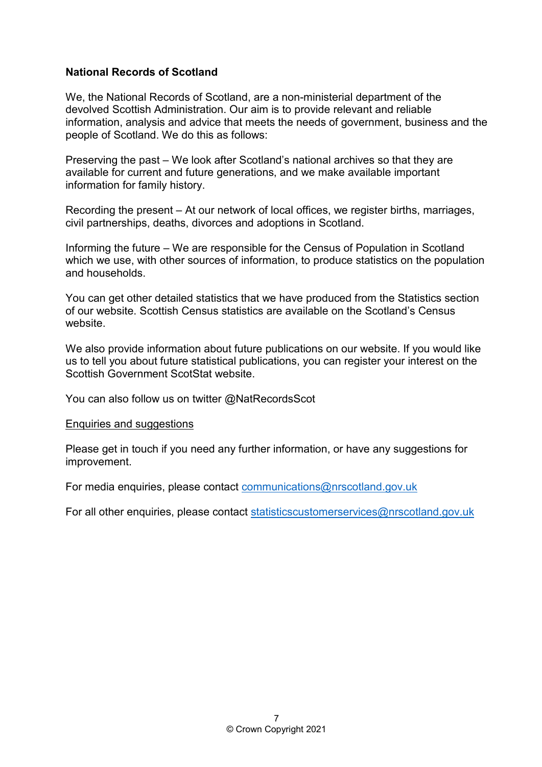**National Records of Scotland**

We, the National Records of Scotland, are a non-ministerial department of the devolved Scottish Administration. Our aim is to provide relevant and reliable information, analysis and advice that meets the needs of government, business and the people of Scotland. We do this as follows:

Preserving the past – We look after Scotland's national archives so that they are available for current and future generations, and we make available important information for family history.

Recording the present – At our network of local offices, we register births, marriages, civil partnerships, deaths, divorces and adoptions in Scotland.

Informing the future – We are responsible for the Census of Population in Scotland which we use, with other sources of information, to produce statistics on the population and households.

You can get other detailed statistics that we have produced from the Statistics section of our website. Scottish Census statistics are available on the Scotland's Census website.

We also provide information about future publications on our website. If you would like us to tell you about future statistical publications, you can register your interest on the Scottish Government ScotStat website.

You can also follow us on twitter @NatRecordsScot

Enquiries and suggestions

Please get in touch if you need any further information, or have any suggestions for improvement.

For media enquiries, please contact communications@nrscotland.gov.uk

For all other enquiries, please contact statisticscustomerservices@nrscotland.gov.uk

© Crown Copyright 2021